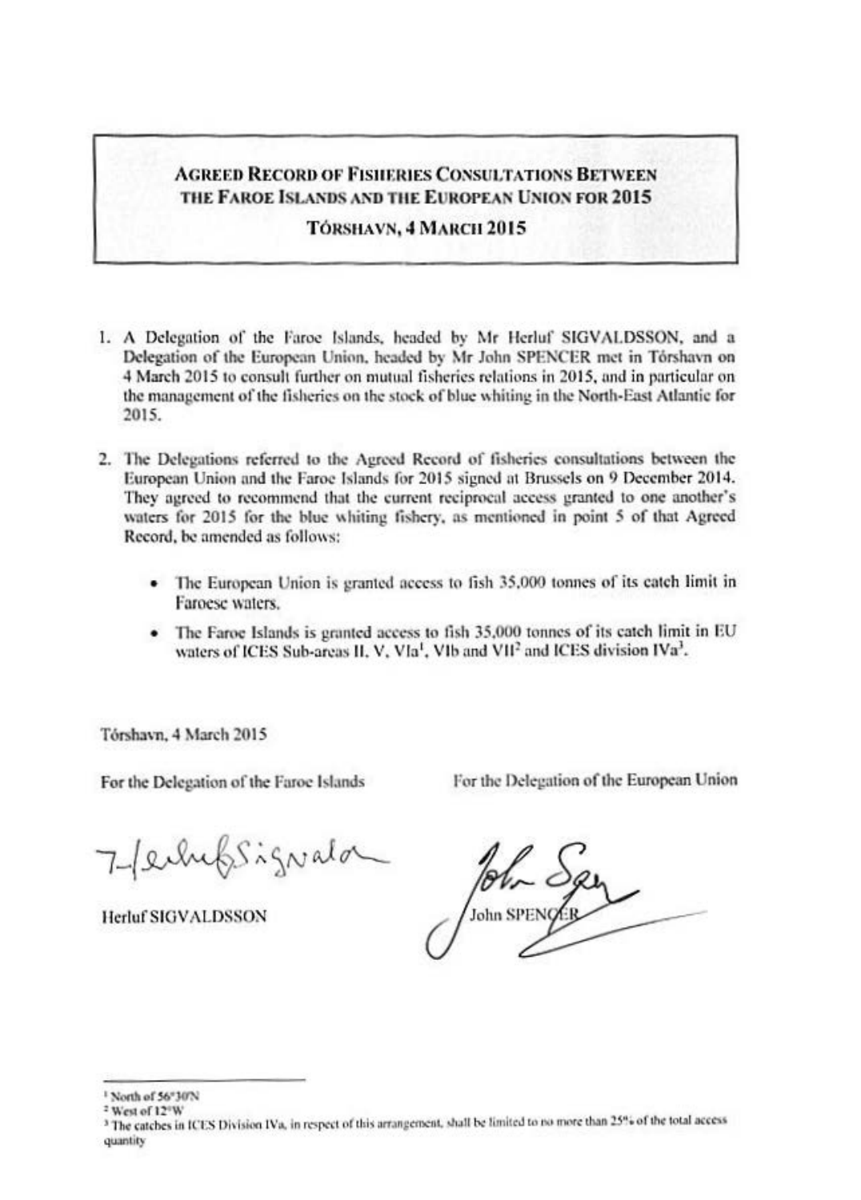# Agreed Record of Fisheries Consultations Between the Faroe Islands and the European Union for 2015

## Tórshavn, 4 March 2015

1. A Delegation of the Faroe Islands, headed by Mr Herluf SIGVALDSSON, and a Delegation of the European Union, headed by Mr John SPENCER met in Tórshavn on 4 March 2015 to consult further on mutual fisheries relations in 2015, and in particular on the management of the fisheries on the stock of blue whiting in the North-East Atlantic for 2015.

2. The Delegations referred to the Agreed Record of fisheries consultations between the European Union and the Faroe Islands for 2015 signed at Brussels on 9 December 2014. They agreed to recommend that the current reciprocal access granted to one another's waters for 2015 for the blue whiting fishery, as mentioned in point 5 of that Agreed Record, be amended as follows:

    - The European Union is granted access to fish 35,000 tonnes of its catch limit in Faroese waters.
    - The Faroe Islands is granted access to fish 35,000 tonnes of its catch limit in EU waters of ICES Sub-areas II, V, VIa[1], VIb and VII[2] and ICES division IVa[3].

Tórshavn, 4 March 2015

For the Delegation of the Faroe Islands

Herluf SIGVALDSSON

For the Delegation of the European Union

John SPENCER

---

[1] North of 56°30'N

[2] West of 12°W

[3] The catches in ICES Division IVa, in respect of this arrangement, shall be limited to no more than 25% of the total access quantity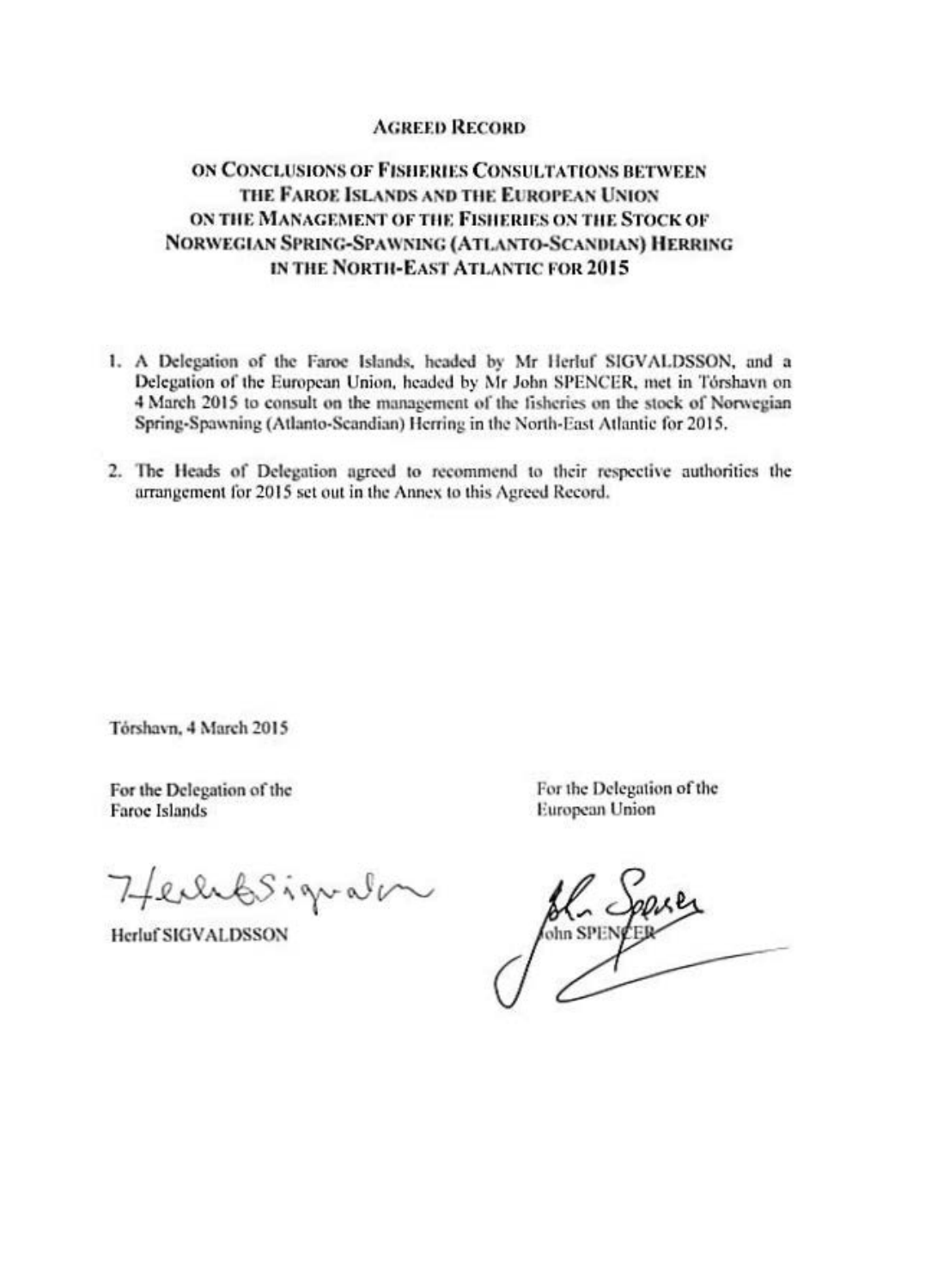# Agreed Record

## on Conclusions of Fisheries Consultations between the Faroe Islands and the European Union on the Management of the Fisheries on the Stock of Norwegian Spring-Spawning (Atlanto-Scandian) Herring in the North-East Atlantic for 2015

1. A Delegation of the Faroe Islands, headed by Mr Herluf SIGVALDSSON, and a Delegation of the European Union, headed by Mr John SPENCER, met in Tórshavn on 4 March 2015 to consult on the management of the fisheries on the stock of Norwegian Spring-Spawning (Atlanto-Scandian) Herring in the North-East Atlantic for 2015.

2. The Heads of Delegation agreed to recommend to their respective authorities the arrangement for 2015 set out in the Annex to this Agreed Record.

Tórshavn, 4 March 2015

| For the Delegation of the Faroe Islands | For the Delegation of the European Union |
| --- | --- |
| Herluf SIGVALDSSON | John SPENCER |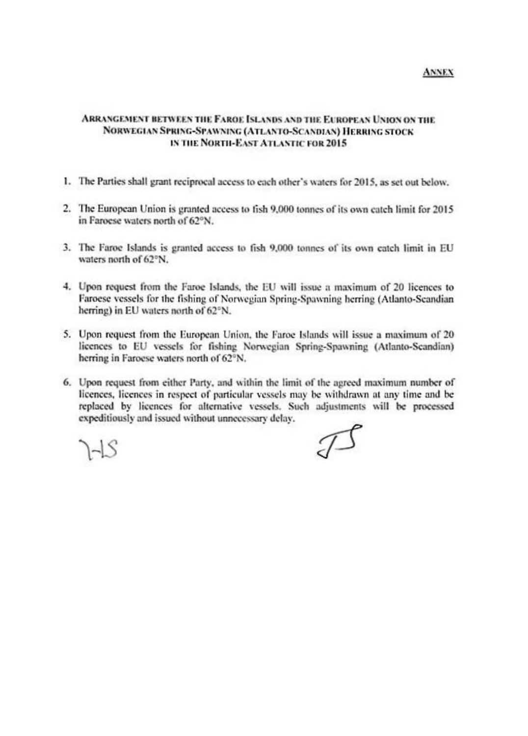**ANNEX**

## ARRANGEMENT BETWEEN THE FAROE ISLANDS AND THE EUROPEAN UNION ON THE NORWEGIAN SPRING-SPAWNING (ATLANTO-SCANDIAN) HERRING STOCK IN THE NORTH-EAST ATLANTIC FOR 2015

1. The Parties shall grant reciprocal access to each other's waters for 2015, as set out below.

2. The European Union is granted access to fish 9,000 tonnes of its own catch limit for 2015 in Faroese waters north of 62°N.

3. The Faroe Islands is granted access to fish 9,000 tonnes of its own catch limit in EU waters north of 62°N.

4. Upon request from the Faroe Islands, the EU will issue a maximum of 20 licences to Faroese vessels for the fishing of Norwegian Spring-Spawning herring (Atlanto-Scandian herring) in EU waters north of 62°N.

5. Upon request from the European Union, the Faroe Islands will issue a maximum of 20 licences to EU vessels for fishing Norwegian Spring-Spawning (Atlanto-Scandian) herring in Faroese waters north of 62°N.

6. Upon request from either Party, and within the limit of the agreed maximum number of licences, licences in respect of particular vessels may be withdrawn at any time and be replaced by licences for alternative vessels. Such adjustments will be processed expeditiously and issued without unnecessary delay.